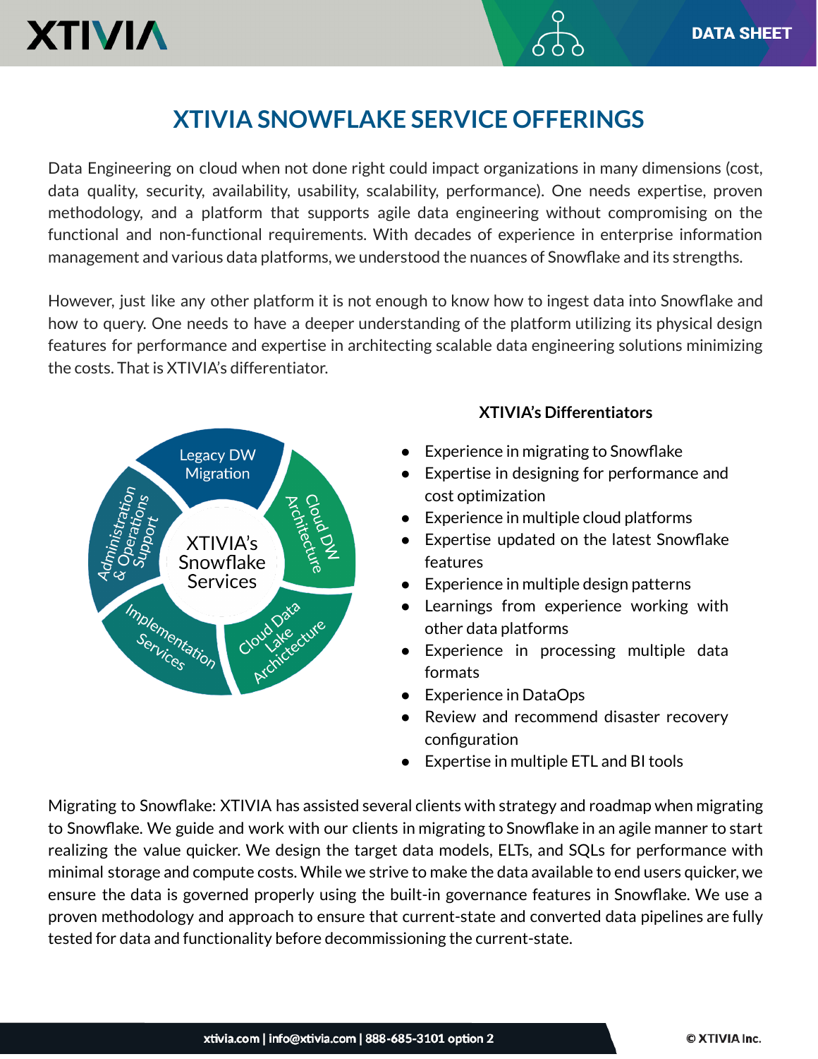# XTIVIA SNOWFLAKE SERVICE OFFERINGS

Data Engineering on cloud when not done right could impact organizations in many dimensions (cost, data quality, security, availability, usability, scalability, performance). One needs expertise, proven methodology, and a platform that supports agile data engineering without compromising on the functional and non-functional requirements. With decades of experience in enterprise information management and various data platforms, we understood the nuances of Snowflake and its strengths.

However, just like any other platform it is not enough to know how to ingest data into Snowflake and how to query. One needs to have a deeper understanding of the platform utilizing its physical design features for performance and expertise in architecting scalable data engineering solutions minimizing the costs. That is XTIVIA's differentiator.

XTIVIA's Snowflake Services

- Legacy DW Migration
- Cloud DW Architecture
- Cloud Data Lake Archictecture
- Implementation Services
- Administration & Operations Support

### XTIVIA's Differentiators

- Experience in migrating to Snowflake
- Expertise in designing for performance and cost optimization
- Experience in multiple cloud platforms
- Expertise updated on the latest Snowflake features
- Experience in multiple design patterns
- Learnings from experience working with other data platforms
- Experience in processing multiple data formats
- Experience in DataOps
- Review and recommend disaster recovery configuration
- Expertise in multiple ETL and BI tools

Migrating to Snowflake: XTIVIA has assisted several clients with strategy and roadmap when migrating to Snowflake. We guide and work with our clients in migrating to Snowflake in an agile manner to start realizing the value quicker. We design the target data models, ELTs, and SQLs for performance with minimal storage and compute costs. While we strive to make the data available to end users quicker, we ensure the data is governed properly using the built-in governance features in Snowflake. We use a proven methodology and approach to ensure that current-state and converted data pipelines are fully tested for data and functionality before decommissioning the current-state.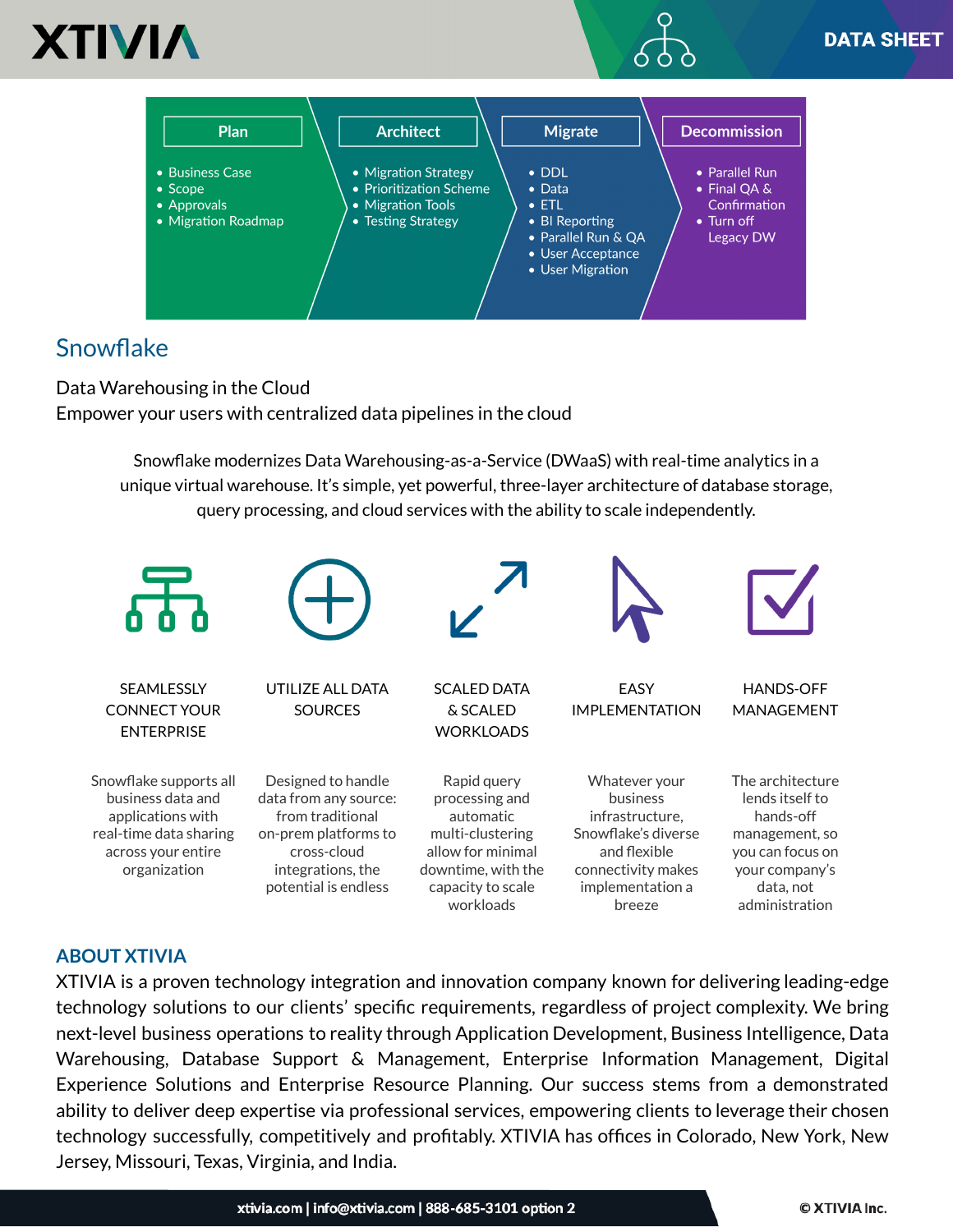## Plan

- Business Case
- Scope
- Approvals
- Migration Roadmap

## Architect

- Migration Strategy
- Prioritization Scheme
- Migration Tools
- Testing Strategy

## Migrate

- DDL
- Data
- ETL
- BI Reporting
- Parallel Run & QA
- User Acceptance
- User Migration

## Decommission

- Parallel Run
- Final QA & Confirmation
- Turn off Legacy DW

# Snowflake

Data Warehousing in the Cloud
Empower your users with centralized data pipelines in the cloud

Snowflake modernizes Data Warehousing-as-a-Service (DWaaS) with real-time analytics in a unique virtual warehouse. It's simple, yet powerful, three-layer architecture of database storage, query processing, and cloud services with the ability to scale independently.

### SEAMLESSLY CONNECT YOUR ENTERPRISE

Snowflake supports all business data and applications with real-time data sharing across your entire organization

### UTILIZE ALL DATA SOURCES

Designed to handle data from any source: from traditional on-prem platforms to cross-cloud integrations, the potential is endless

### SCALED DATA & SCALED WORKLOADS

Rapid query processing and automatic multi-clustering allow for minimal downtime, with the capacity to scale workloads

### EASY IMPLEMENTATION

Whatever your business infrastructure, Snowflake's diverse and flexible connectivity makes implementation a breeze

### HANDS-OFF MANAGEMENT

The architecture lends itself to hands-off management, so you can focus on your company's data, not administration

## ABOUT XTIVIA

XTIVIA is a proven technology integration and innovation company known for delivering leading-edge technology solutions to our clients' specific requirements, regardless of project complexity. We bring next-level business operations to reality through Application Development, Business Intelligence, Data Warehousing, Database Support & Management, Enterprise Information Management, Digital Experience Solutions and Enterprise Resource Planning. Our success stems from a demonstrated ability to deliver deep expertise via professional services, empowering clients to leverage their chosen technology successfully, competitively and profitably. XTIVIA has offices in Colorado, New York, New Jersey, Missouri, Texas, Virginia, and India.

xtivia.com | info@xtivia.com | 888-685-3101 option 2

© XTIVIA Inc.